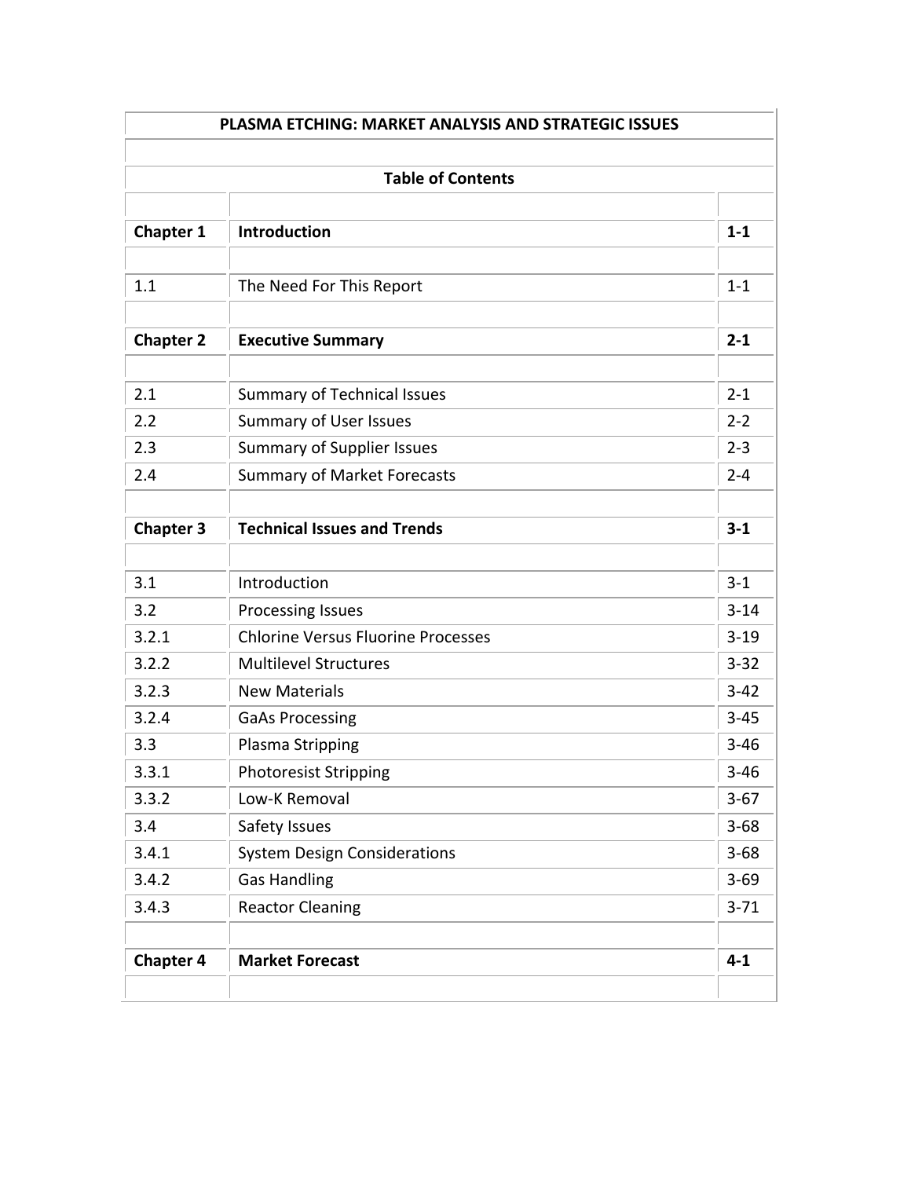# PLASMA ETCHING: MARKET ANALYSIS AND STRATEGIC ISSUES

## Table of Contents

| | | |
|---|---|---|
| **Chapter 1** | **Introduction** | **1-1** |
| | | |
| 1.1 | The Need For This Report | 1-1 |
| | | |
| **Chapter 2** | **Executive Summary** | **2-1** |
| | | |
| 2.1 | Summary of Technical Issues | 2-1 |
| 2.2 | Summary of User Issues | 2-2 |
| 2.3 | Summary of Supplier Issues | 2-3 |
| 2.4 | Summary of Market Forecasts | 2-4 |
| | | |
| **Chapter 3** | **Technical Issues and Trends** | **3-1** |
| | | |
| 3.1 | Introduction | 3-1 |
| 3.2 | Processing Issues | 3-14 |
| 3.2.1 | Chlorine Versus Fluorine Processes | 3-19 |
| 3.2.2 | Multilevel Structures | 3-32 |
| 3.2.3 | New Materials | 3-42 |
| 3.2.4 | GaAs Processing | 3-45 |
| 3.3 | Plasma Stripping | 3-46 |
| 3.3.1 | Photoresist Stripping | 3-46 |
| 3.3.2 | Low-K Removal | 3-67 |
| 3.4 | Safety Issues | 3-68 |
| 3.4.1 | System Design Considerations | 3-68 |
| 3.4.2 | Gas Handling | 3-69 |
| 3.4.3 | Reactor Cleaning | 3-71 |
| | | |
| **Chapter 4** | **Market Forecast** | **4-1** |
| | | |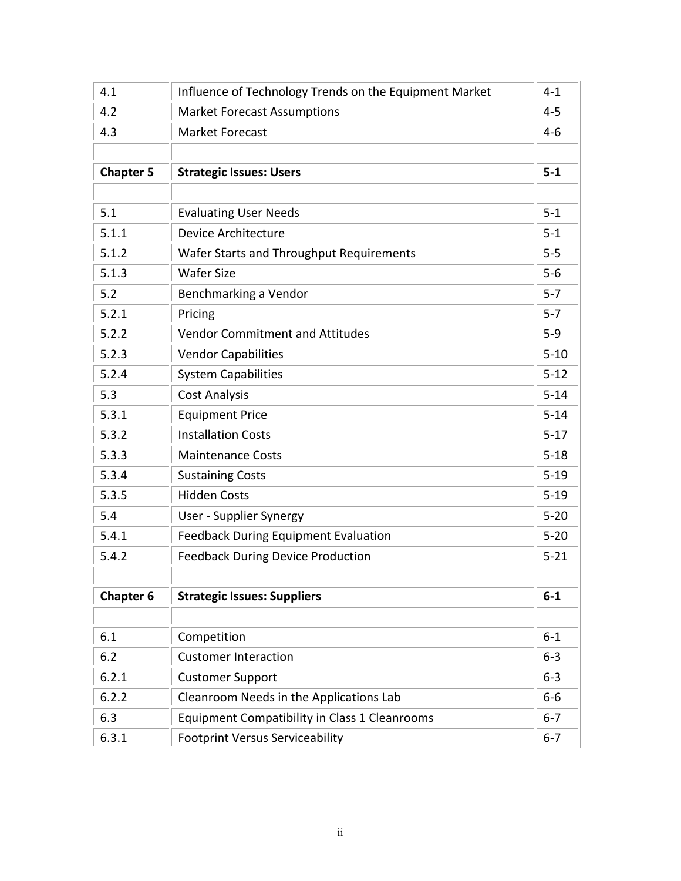| | | |
|---|---|---|
| 4.1 | Influence of Technology Trends on the Equipment Market | 4-1 |
| 4.2 | Market Forecast Assumptions | 4-5 |
| 4.3 | Market Forecast | 4-6 |
| | | |
| **Chapter 5** | **Strategic Issues: Users** | **5-1** |
| | | |
| 5.1 | Evaluating User Needs | 5-1 |
| 5.1.1 | Device Architecture | 5-1 |
| 5.1.2 | Wafer Starts and Throughput Requirements | 5-5 |
| 5.1.3 | Wafer Size | 5-6 |
| 5.2 | Benchmarking a Vendor | 5-7 |
| 5.2.1 | Pricing | 5-7 |
| 5.2.2 | Vendor Commitment and Attitudes | 5-9 |
| 5.2.3 | Vendor Capabilities | 5-10 |
| 5.2.4 | System Capabilities | 5-12 |
| 5.3 | Cost Analysis | 5-14 |
| 5.3.1 | Equipment Price | 5-14 |
| 5.3.2 | Installation Costs | 5-17 |
| 5.3.3 | Maintenance Costs | 5-18 |
| 5.3.4 | Sustaining Costs | 5-19 |
| 5.3.5 | Hidden Costs | 5-19 |
| 5.4 | User - Supplier Synergy | 5-20 |
| 5.4.1 | Feedback During Equipment Evaluation | 5-20 |
| 5.4.2 | Feedback During Device Production | 5-21 |
| | | |
| **Chapter 6** | **Strategic Issues: Suppliers** | **6-1** |
| | | |
| 6.1 | Competition | 6-1 |
| 6.2 | Customer Interaction | 6-3 |
| 6.2.1 | Customer Support | 6-3 |
| 6.2.2 | Cleanroom Needs in the Applications Lab | 6-6 |
| 6.3 | Equipment Compatibility in Class 1 Cleanrooms | 6-7 |
| 6.3.1 | Footprint Versus Serviceability | 6-7 |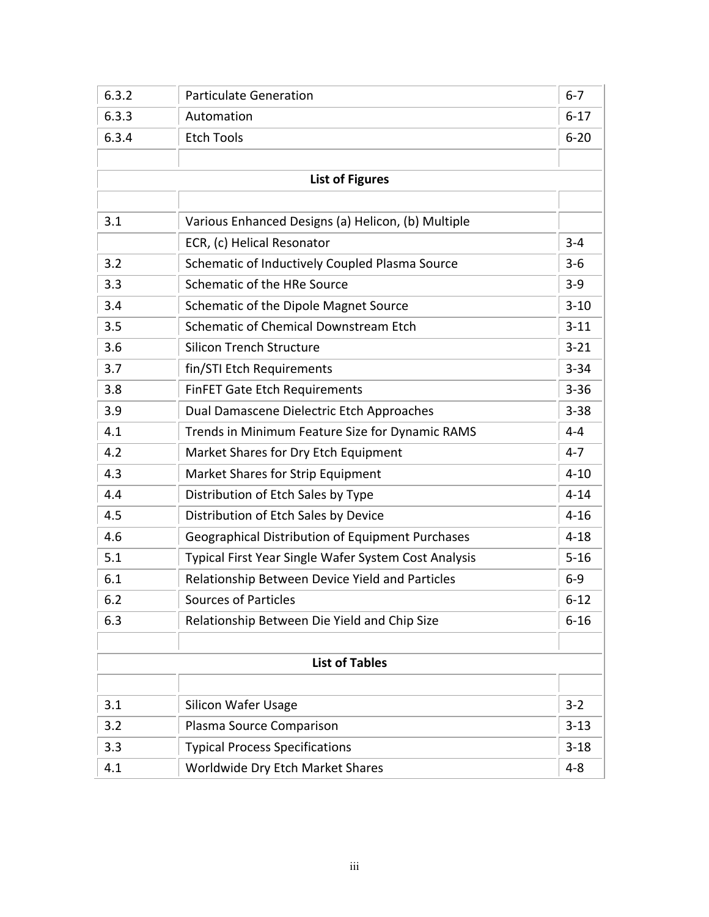| | | |
|---|---|---|
| 6.3.2 | Particulate Generation | 6-7 |
| 6.3.3 | Automation | 6-17 |
| 6.3.4 | Etch Tools | 6-20 |

**List of Figures**

| | | |
|---|---|---|
| 3.1 | Various Enhanced Designs (a) Helicon, (b) Multiple ECR, (c) Helical Resonator | 3-4 |
| 3.2 | Schematic of Inductively Coupled Plasma Source | 3-6 |
| 3.3 | Schematic of the HRe Source | 3-9 |
| 3.4 | Schematic of the Dipole Magnet Source | 3-10 |
| 3.5 | Schematic of Chemical Downstream Etch | 3-11 |
| 3.6 | Silicon Trench Structure | 3-21 |
| 3.7 | fin/STI Etch Requirements | 3-34 |
| 3.8 | FinFET Gate Etch Requirements | 3-36 |
| 3.9 | Dual Damascene Dielectric Etch Approaches | 3-38 |
| 4.1 | Trends in Minimum Feature Size for Dynamic RAMS | 4-4 |
| 4.2 | Market Shares for Dry Etch Equipment | 4-7 |
| 4.3 | Market Shares for Strip Equipment | 4-10 |
| 4.4 | Distribution of Etch Sales by Type | 4-14 |
| 4.5 | Distribution of Etch Sales by Device | 4-16 |
| 4.6 | Geographical Distribution of Equipment Purchases | 4-18 |
| 5.1 | Typical First Year Single Wafer System Cost Analysis | 5-16 |
| 6.1 | Relationship Between Device Yield and Particles | 6-9 |
| 6.2 | Sources of Particles | 6-12 |
| 6.3 | Relationship Between Die Yield and Chip Size | 6-16 |

**List of Tables**

| | | |
|---|---|---|
| 3.1 | Silicon Wafer Usage | 3-2 |
| 3.2 | Plasma Source Comparison | 3-13 |
| 3.3 | Typical Process Specifications | 3-18 |
| 4.1 | Worldwide Dry Etch Market Shares | 4-8 |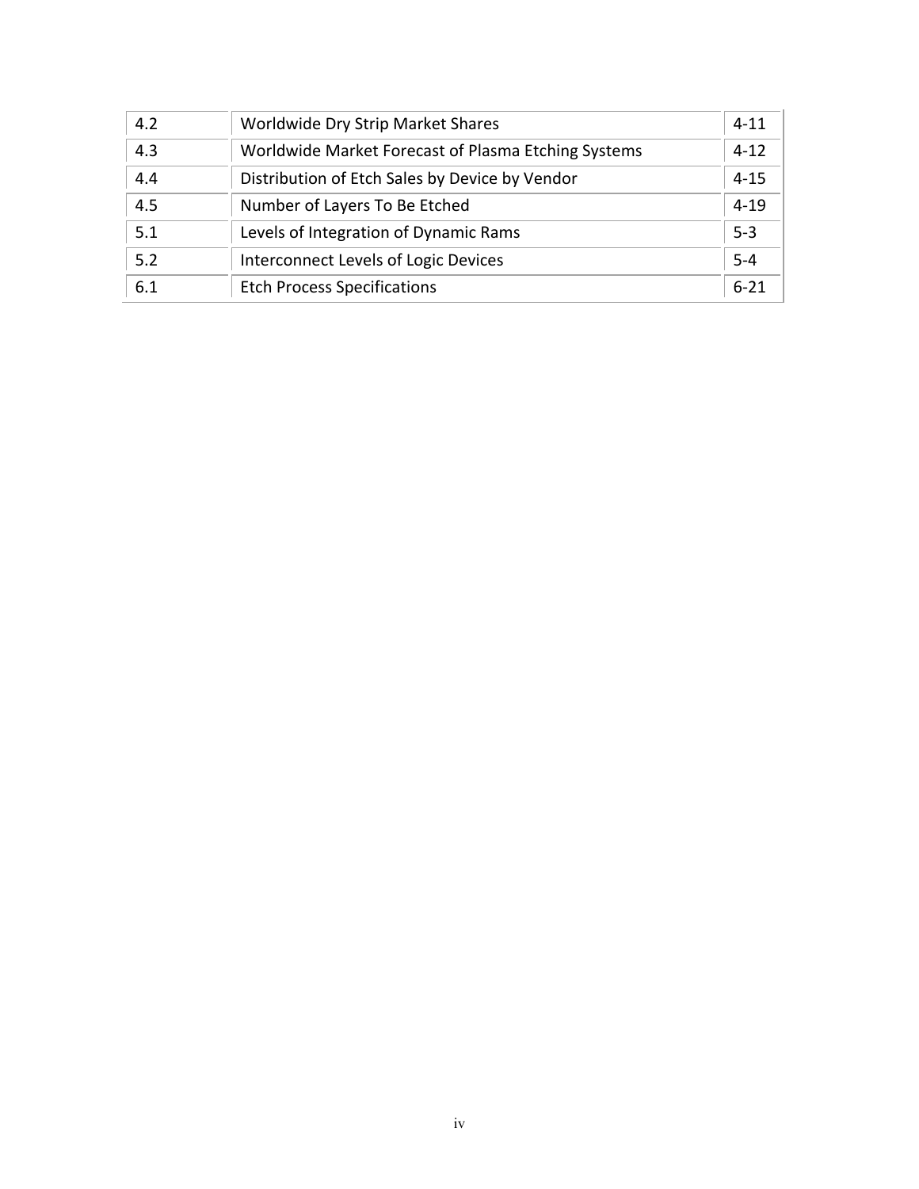| | | |
|---|---|---|
| 4.2 | Worldwide Dry Strip Market Shares | 4-11 |
| 4.3 | Worldwide Market Forecast of Plasma Etching Systems | 4-12 |
| 4.4 | Distribution of Etch Sales by Device by Vendor | 4-15 |
| 4.5 | Number of Layers To Be Etched | 4-19 |
| 5.1 | Levels of Integration of Dynamic Rams | 5-3 |
| 5.2 | Interconnect Levels of Logic Devices | 5-4 |
| 6.1 | Etch Process Specifications | 6-21 |